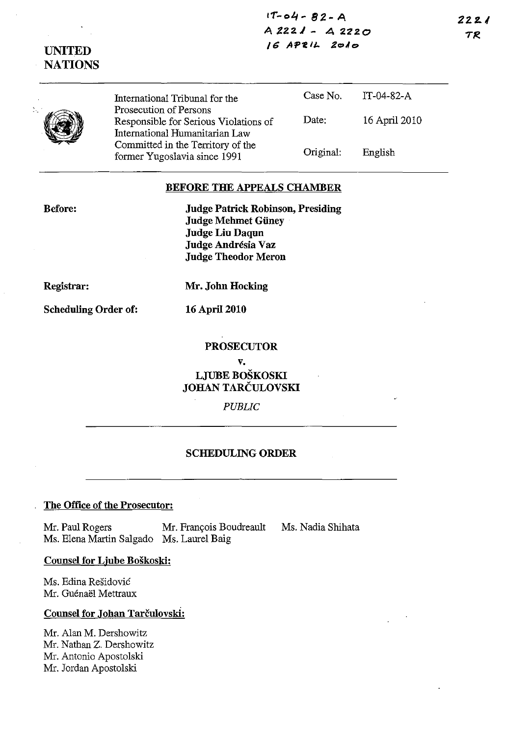IT-04-82-A
A 2221 - A 2220
16 APRIL 2010

2221
TR

UNITED NATIONS

| International Tribunal for the Prosecution of Persons Responsible for Serious Violations of International Humanitarian Law Committed in the Territory of the former Yugoslavia since 1991 | Case No. | IT-04-82-A |
| --- | --- | --- |
| | Date: | 16 April 2010 |
| | Original: | English |

**BEFORE THE APPEALS CHAMBER**

**Before:**

**Judge Patrick Robinson, Presiding**
**Judge Mehmet Güney**
**Judge Liu Daqun**
**Judge Andrésia Vaz**
**Judge Theodor Meron**

**Registrar:** **Mr. John Hocking**

**Scheduling Order of:** **16 April 2010**

**PROSECUTOR**

**v.**

**LJUBE BOŠKOSKI**
**JOHAN TARČULOVSKI**

*PUBLIC*

**SCHEDULING ORDER**

**The Office of the Prosecutor:**

Mr. Paul Rogers
Mr. François Boudreault
Ms. Nadia Shihata
Ms. Elena Martin Salgado
Ms. Laurel Baig

**Counsel for Ljube Boškoski:**

Ms. Edina Rešidović
Mr. Guénaël Mettraux

**Counsel for Johan Tarčulovski:**

Mr. Alan M. Dershowitz
Mr. Nathan Z. Dershowitz
Mr. Antonio Apostolski
Mr. Jordan Apostolski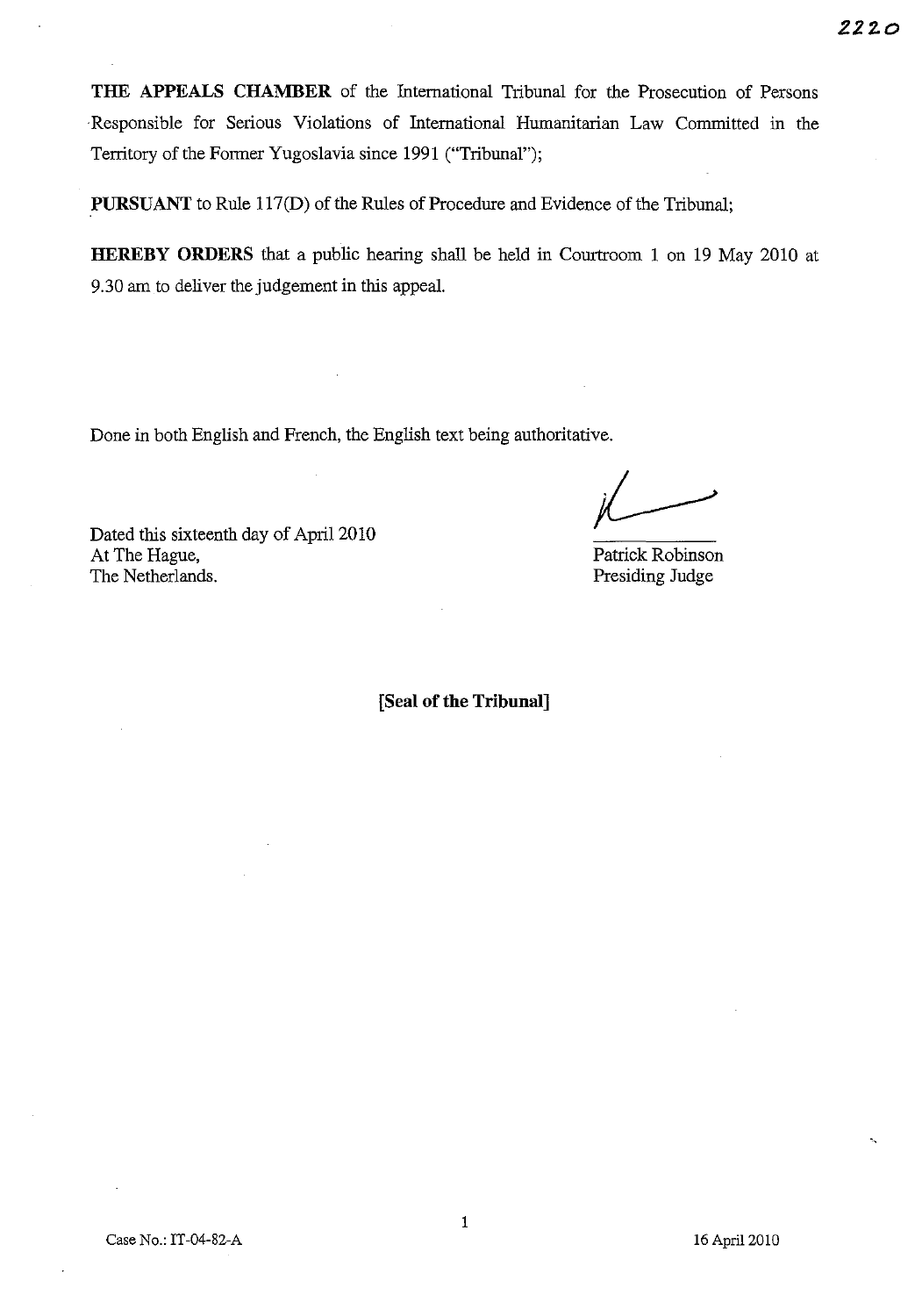**THE APPEALS CHAMBER** of the International Tribunal for the Prosecution of Persons Responsible for Serious Violations of International Humanitarian Law Committed in the Territory of the Former Yugoslavia since 1991 ("Tribunal");

**PURSUANT** to Rule 117(D) of the Rules of Procedure and Evidence of the Tribunal;

**HEREBY ORDERS** that a public hearing shall be held in Courtroom 1 on 19 May 2010 at 9.30 am to deliver the judgement in this appeal.

Done in both English and French, the English text being authoritative.

Dated this sixteenth day of April 2010
At The Hague,
The Netherlands.

Patrick Robinson
Presiding Judge

**[Seal of the Tribunal]**

Case No.: IT-04-82-A

16 April 2010